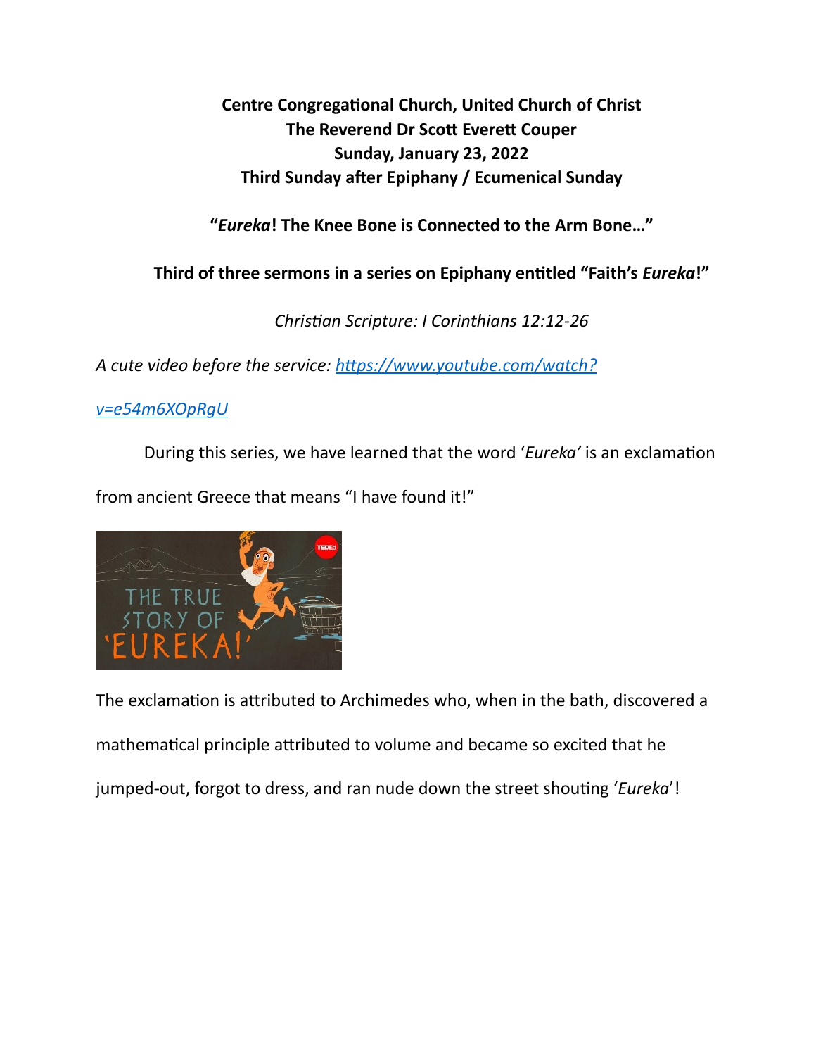**Centre Congregational Church, United Church of Christ**
**The Reverend Dr Scott Everett Couper**
**Sunday, January 23, 2022**
**Third Sunday after Epiphany / Ecumenical Sunday**

**"*Eureka*! The Knee Bone is Connected to the Arm Bone…"**

**Third of three sermons in a series on Epiphany entitled "Faith's *Eureka*!"**

*Christian Scripture: I Corinthians 12:12-26*

*A cute video before the service:* [https://www.youtube.com/watch?v=e54m6XOpRgU](https://www.youtube.com/watch?v=e54m6XOpRgU)

During this series, we have learned that the word '*Eureka'* is an exclamation from ancient Greece that means "I have found it!"

The exclamation is attributed to Archimedes who, when in the bath, discovered a mathematical principle attributed to volume and became so excited that he jumped-out, forgot to dress, and ran nude down the street shouting '*Eureka*'!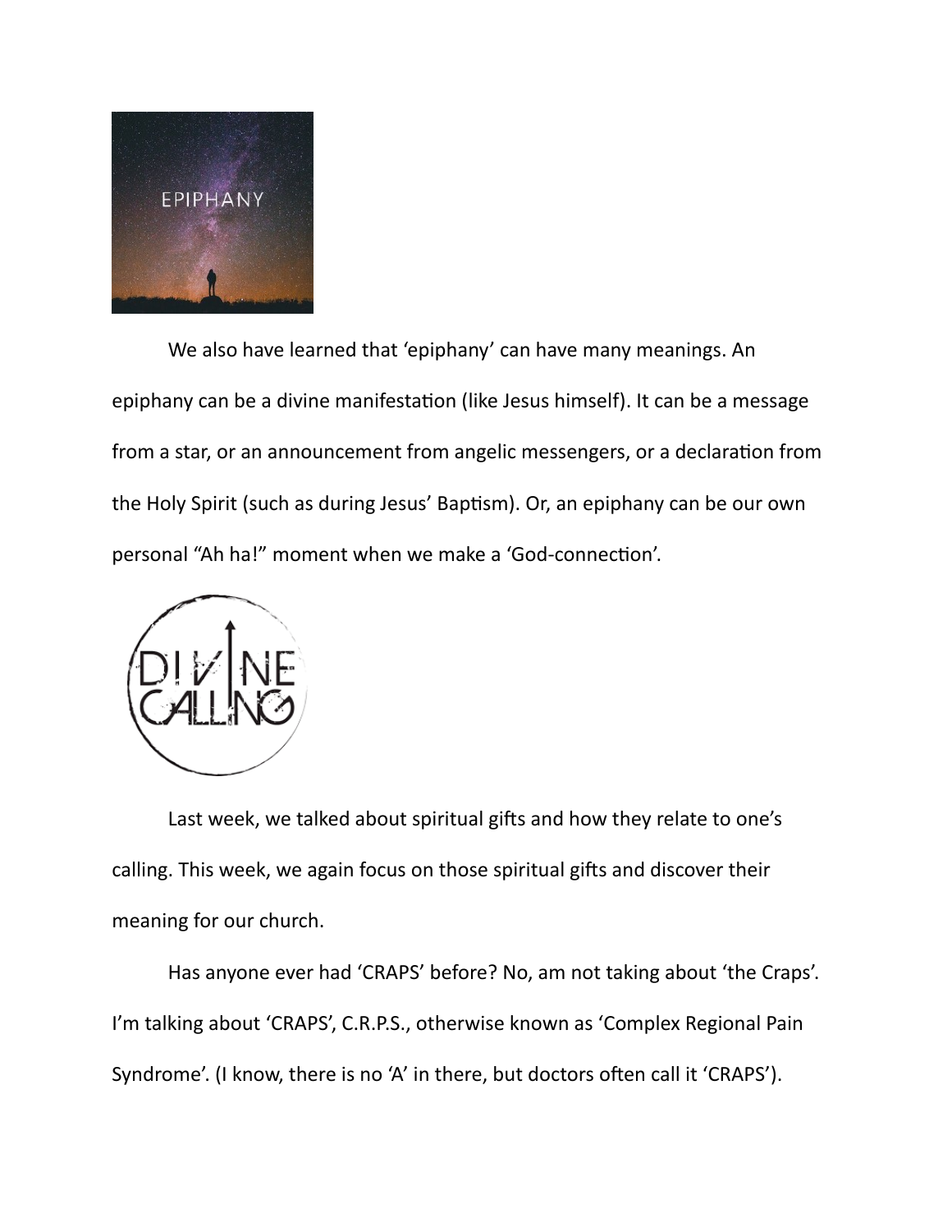We also have learned that 'epiphany' can have many meanings. An epiphany can be a divine manifestation (like Jesus himself). It can be a message from a star, or an announcement from angelic messengers, or a declaration from the Holy Spirit (such as during Jesus' Baptism). Or, an epiphany can be our own personal "Ah ha!" moment when we make a 'God-connection'.

Last week, we talked about spiritual gifts and how they relate to one's calling. This week, we again focus on those spiritual gifts and discover their meaning for our church.

Has anyone ever had 'CRAPS' before? No, am not taking about 'the Craps'. I'm talking about 'CRAPS', C.R.P.S., otherwise known as 'Complex Regional Pain Syndrome'. (I know, there is no 'A' in there, but doctors often call it 'CRAPS').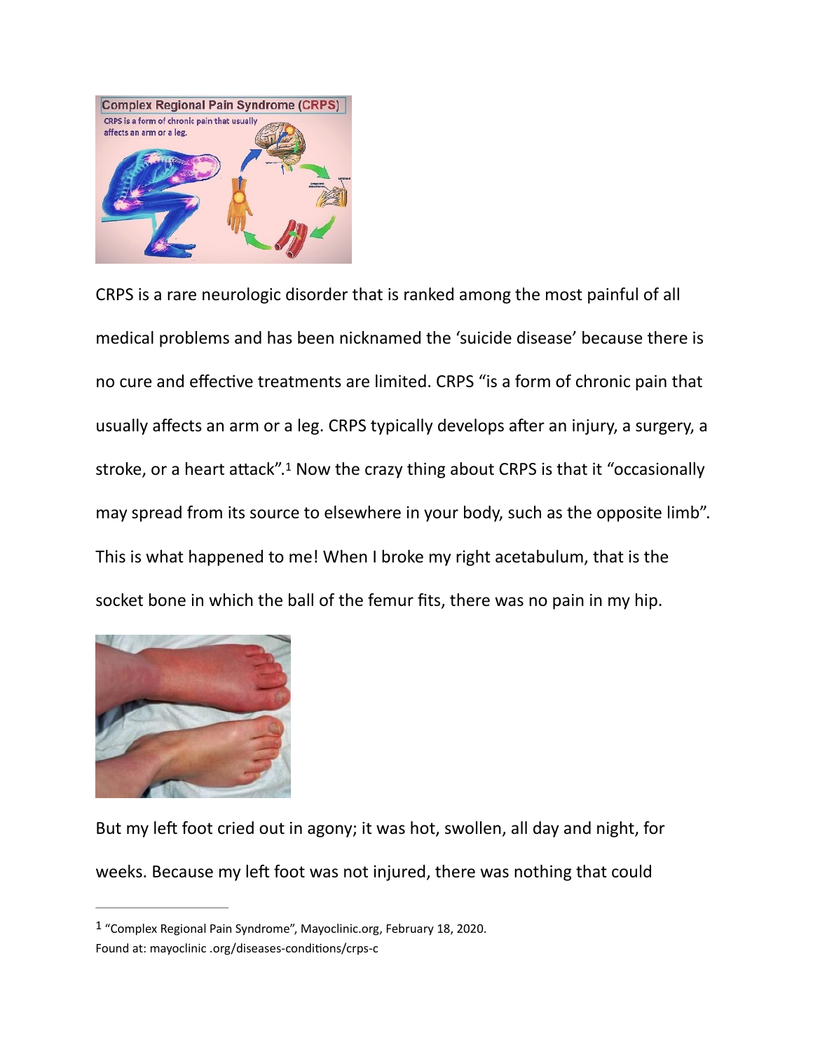CRPS is a rare neurologic disorder that is ranked among the most painful of all medical problems and has been nicknamed the 'suicide disease' because there is no cure and effective treatments are limited. CRPS "is a form of chronic pain that usually affects an arm or a leg. CRPS typically develops after an injury, a surgery, a stroke, or a heart attack".[1] Now the crazy thing about CRPS is that it "occasionally may spread from its source to elsewhere in your body, such as the opposite limb". This is what happened to me! When I broke my right acetabulum, that is the socket bone in which the ball of the femur fits, there was no pain in my hip.

But my left foot cried out in agony; it was hot, swollen, all day and night, for weeks. Because my left foot was not injured, there was nothing that could

---

[1] "Complex Regional Pain Syndrome", Mayoclinic.org, February 18, 2020. Found at: mayoclinic .org/diseases-conditions/crps-c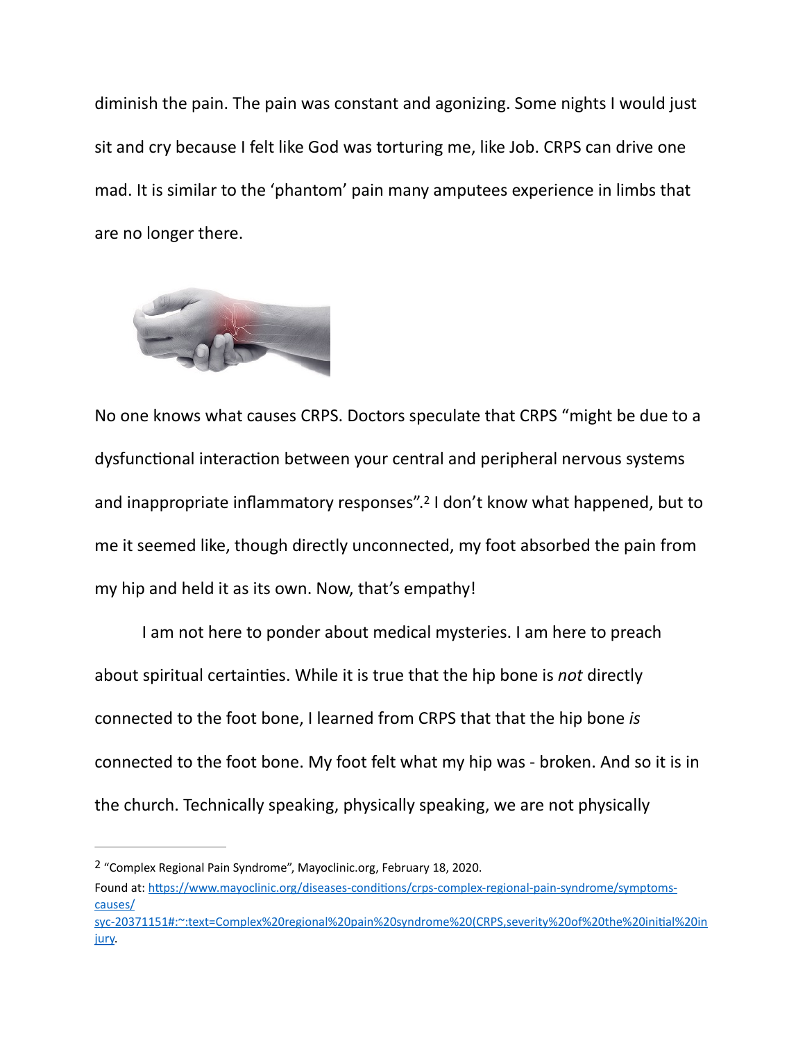diminish the pain. The pain was constant and agonizing. Some nights I would just sit and cry because I felt like God was torturing me, like Job. CRPS can drive one mad. It is similar to the 'phantom' pain many amputees experience in limbs that are no longer there.

No one knows what causes CRPS. Doctors speculate that CRPS "might be due to a dysfunctional interaction between your central and peripheral nervous systems and inappropriate inflammatory responses".[2] I don't know what happened, but to me it seemed like, though directly unconnected, my foot absorbed the pain from my hip and held it as its own. Now, that's empathy!

I am not here to ponder about medical mysteries. I am here to preach about spiritual certainties. While it is true that the hip bone is *not* directly connected to the foot bone, I learned from CRPS that that the hip bone *is* connected to the foot bone. My foot felt what my hip was - broken. And so it is in the church. Technically speaking, physically speaking, we are not physically

---

[2] "Complex Regional Pain Syndrome", Mayoclinic.org, February 18, 2020. Found at: https://www.mayoclinic.org/diseases-conditions/crps-complex-regional-pain-syndrome/symptoms-causes/syc-20371151#:~:text=Complex%20regional%20pain%20syndrome%20(CRPS,severity%20of%20the%20initial%20injury.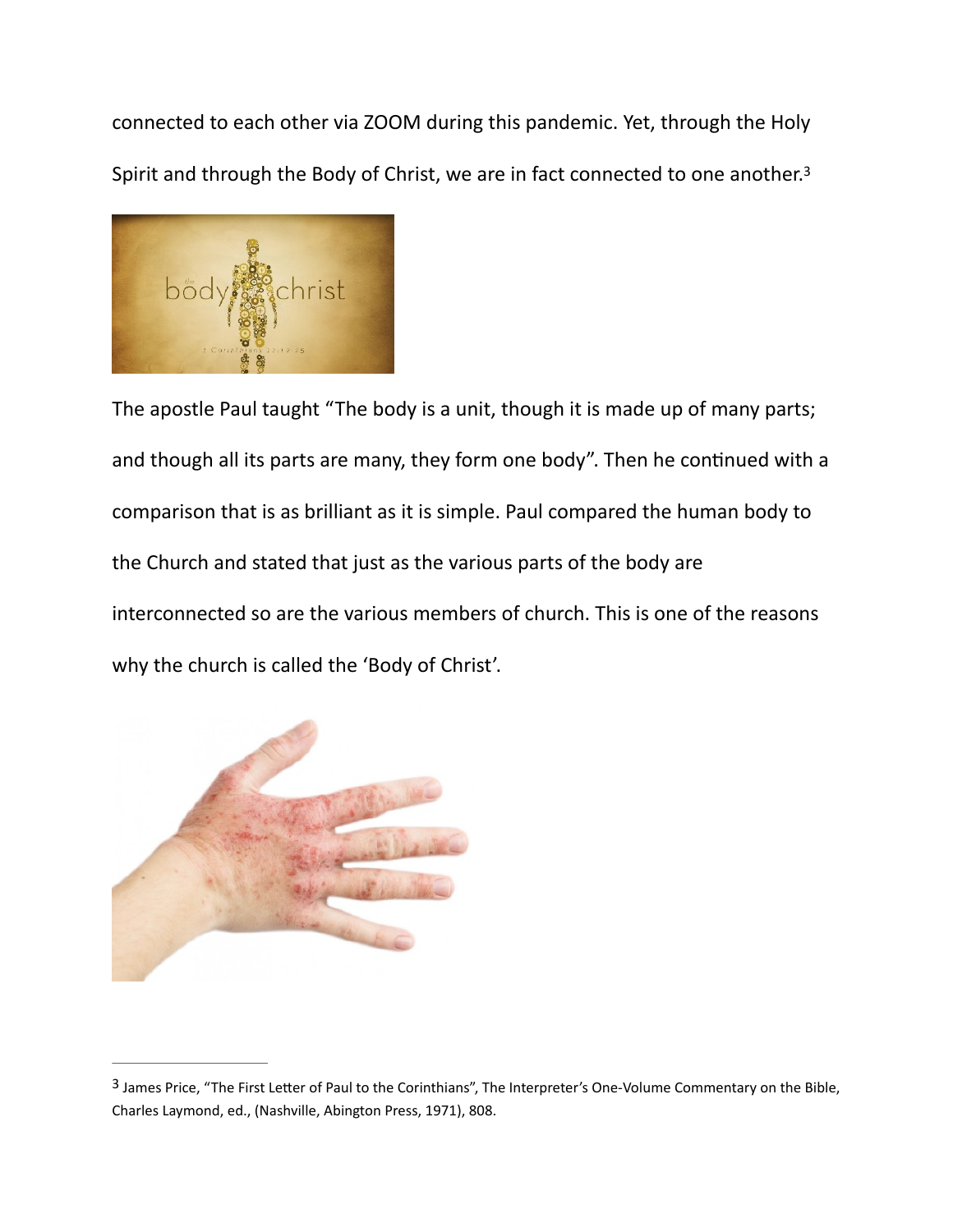connected to each other via ZOOM during this pandemic. Yet, through the Holy Spirit and through the Body of Christ, we are in fact connected to one another.[3]

The apostle Paul taught "The body is a unit, though it is made up of many parts; and though all its parts are many, they form one body". Then he continued with a comparison that is as brilliant as it is simple. Paul compared the human body to the Church and stated that just as the various parts of the body are interconnected so are the various members of church. This is one of the reasons why the church is called the 'Body of Christ'.

---

[3] James Price, "The First Letter of Paul to the Corinthians", The Interpreter's One-Volume Commentary on the Bible, Charles Laymond, ed., (Nashville, Abington Press, 1971), 808.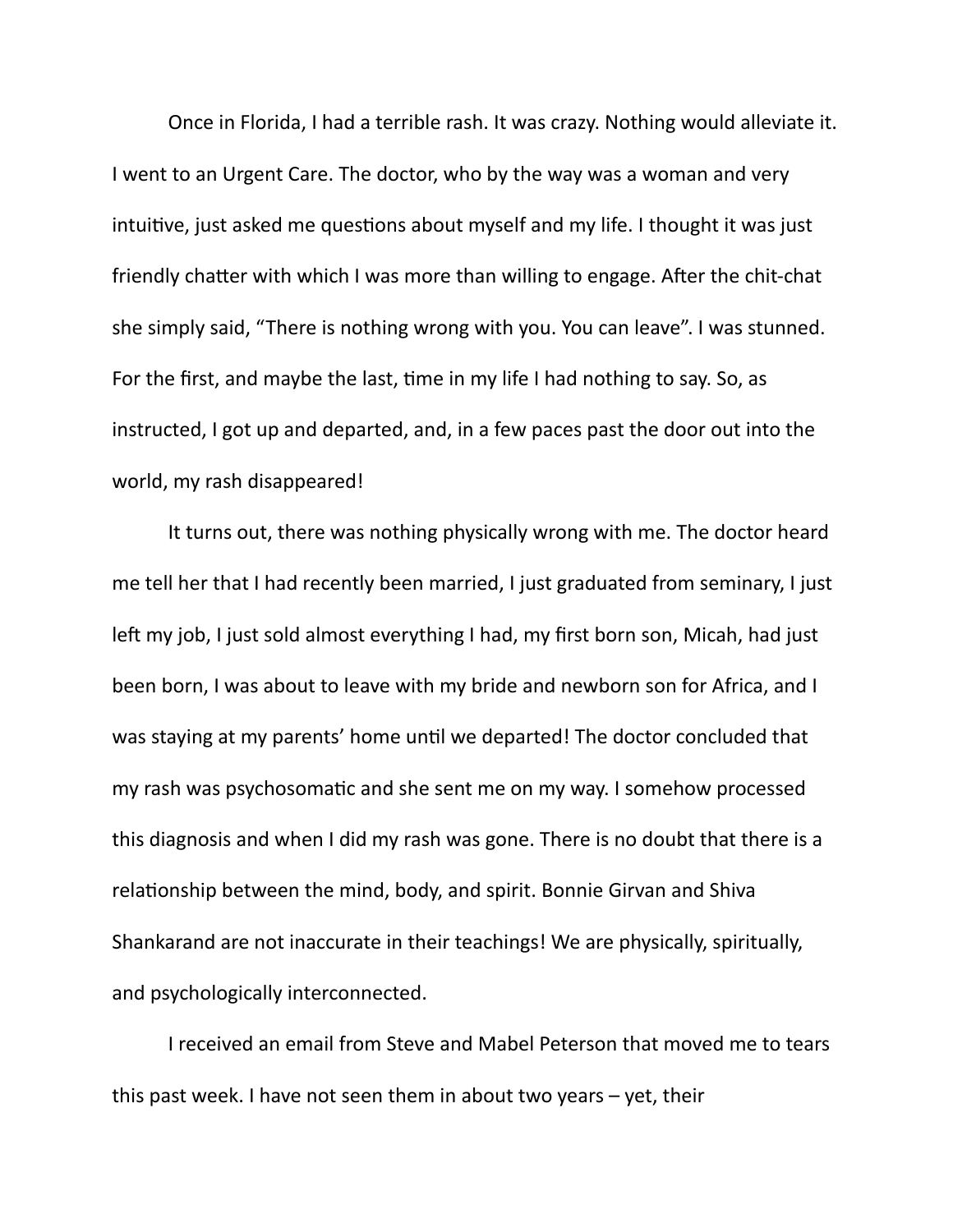Once in Florida, I had a terrible rash. It was crazy. Nothing would alleviate it. I went to an Urgent Care. The doctor, who by the way was a woman and very intuitive, just asked me questions about myself and my life. I thought it was just friendly chatter with which I was more than willing to engage. After the chit-chat she simply said, "There is nothing wrong with you. You can leave". I was stunned. For the first, and maybe the last, time in my life I had nothing to say. So, as instructed, I got up and departed, and, in a few paces past the door out into the world, my rash disappeared!

It turns out, there was nothing physically wrong with me. The doctor heard me tell her that I had recently been married, I just graduated from seminary, I just left my job, I just sold almost everything I had, my first born son, Micah, had just been born, I was about to leave with my bride and newborn son for Africa, and I was staying at my parents' home until we departed! The doctor concluded that my rash was psychosomatic and she sent me on my way. I somehow processed this diagnosis and when I did my rash was gone. There is no doubt that there is a relationship between the mind, body, and spirit. Bonnie Girvan and Shiva Shankarand are not inaccurate in their teachings! We are physically, spiritually, and psychologically interconnected.

I received an email from Steve and Mabel Peterson that moved me to tears this past week. I have not seen them in about two years – yet, their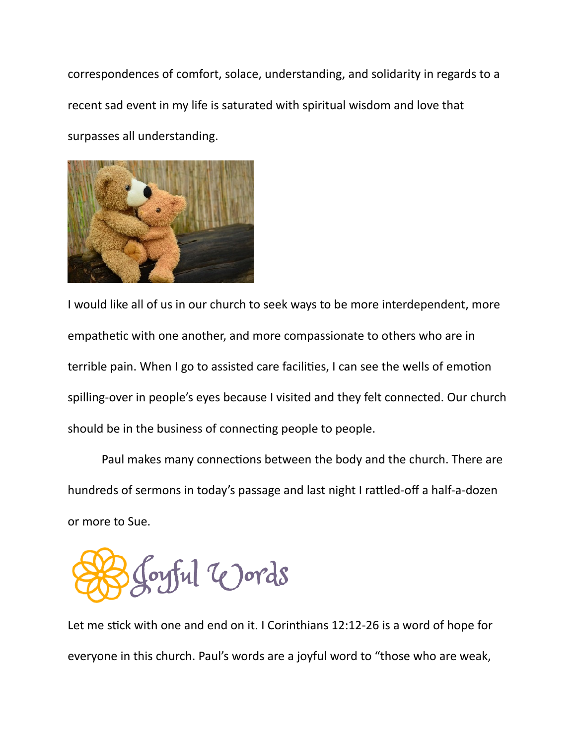correspondences of comfort, solace, understanding, and solidarity in regards to a recent sad event in my life is saturated with spiritual wisdom and love that surpasses all understanding.

I would like all of us in our church to seek ways to be more interdependent, more empathetic with one another, and more compassionate to others who are in terrible pain. When I go to assisted care facilities, I can see the wells of emotion spilling-over in people's eyes because I visited and they felt connected. Our church should be in the business of connecting people to people.

Paul makes many connections between the body and the church. There are hundreds of sermons in today's passage and last night I rattled-off a half-a-dozen or more to Sue.

Joyful Words

Let me stick with one and end on it. I Corinthians 12:12-26 is a word of hope for everyone in this church. Paul's words are a joyful word to "those who are weak,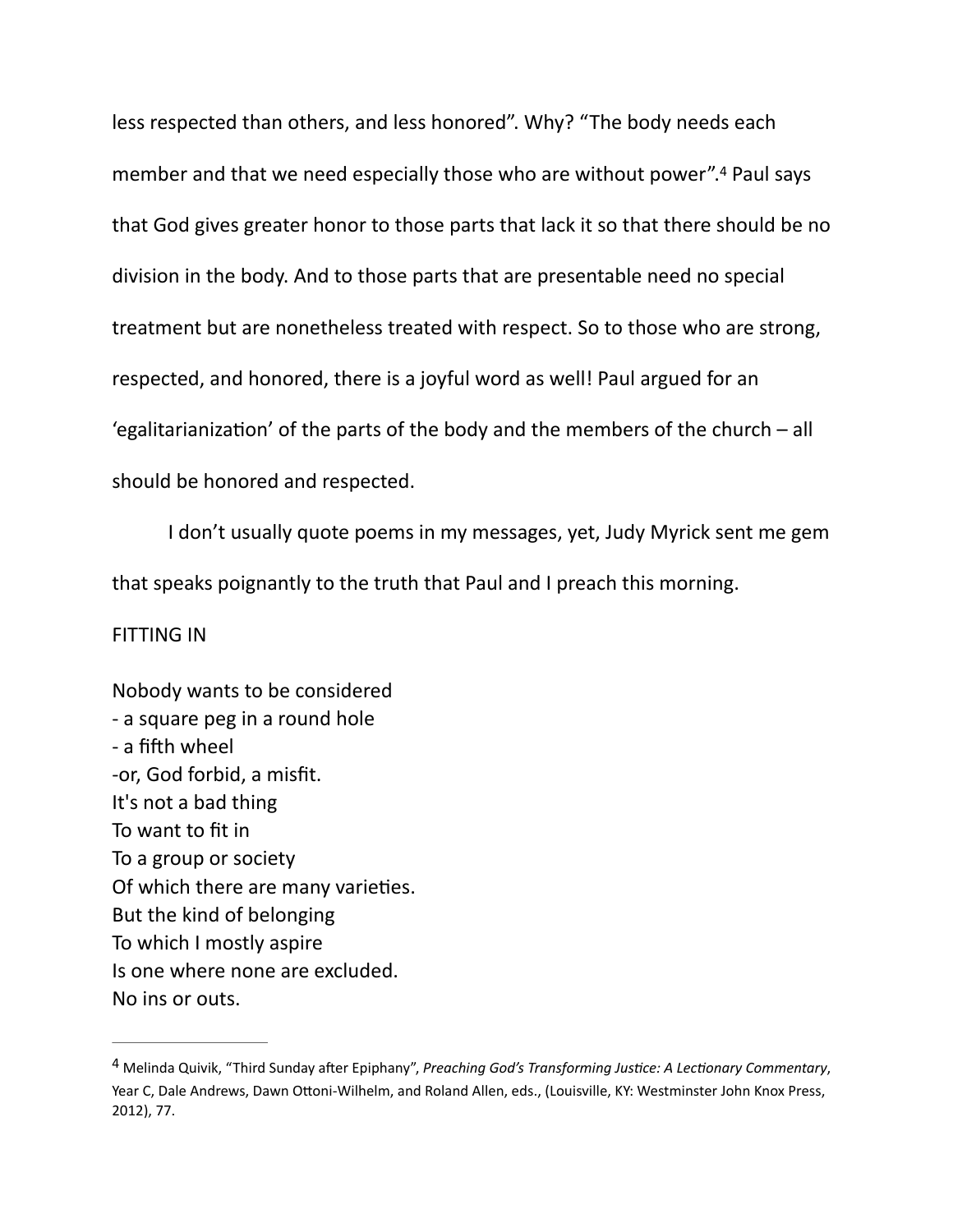less respected than others, and less honored". Why? "The body needs each member and that we need especially those who are without power".[4] Paul says that God gives greater honor to those parts that lack it so that there should be no division in the body. And to those parts that are presentable need no special treatment but are nonetheless treated with respect. So to those who are strong, respected, and honored, there is a joyful word as well! Paul argued for an 'egalitarianization' of the parts of the body and the members of the church – all should be honored and respected.

I don't usually quote poems in my messages, yet, Judy Myrick sent me gem that speaks poignantly to the truth that Paul and I preach this morning.

FITTING IN

Nobody wants to be considered  
- a square peg in a round hole  
- a fifth wheel  
-or, God forbid, a misfit.  
It's not a bad thing  
To want to fit in  
To a group or society  
Of which there are many varieties.  
But the kind of belonging  
To which I mostly aspire  
Is one where none are excluded.  
No ins or outs.

---

[4] Melinda Quivik, "Third Sunday after Epiphany", *Preaching God's Transforming Justice: A Lectionary Commentary*, Year C, Dale Andrews, Dawn Ottoni-Wilhelm, and Roland Allen, eds., (Louisville, KY: Westminster John Knox Press, 2012), 77.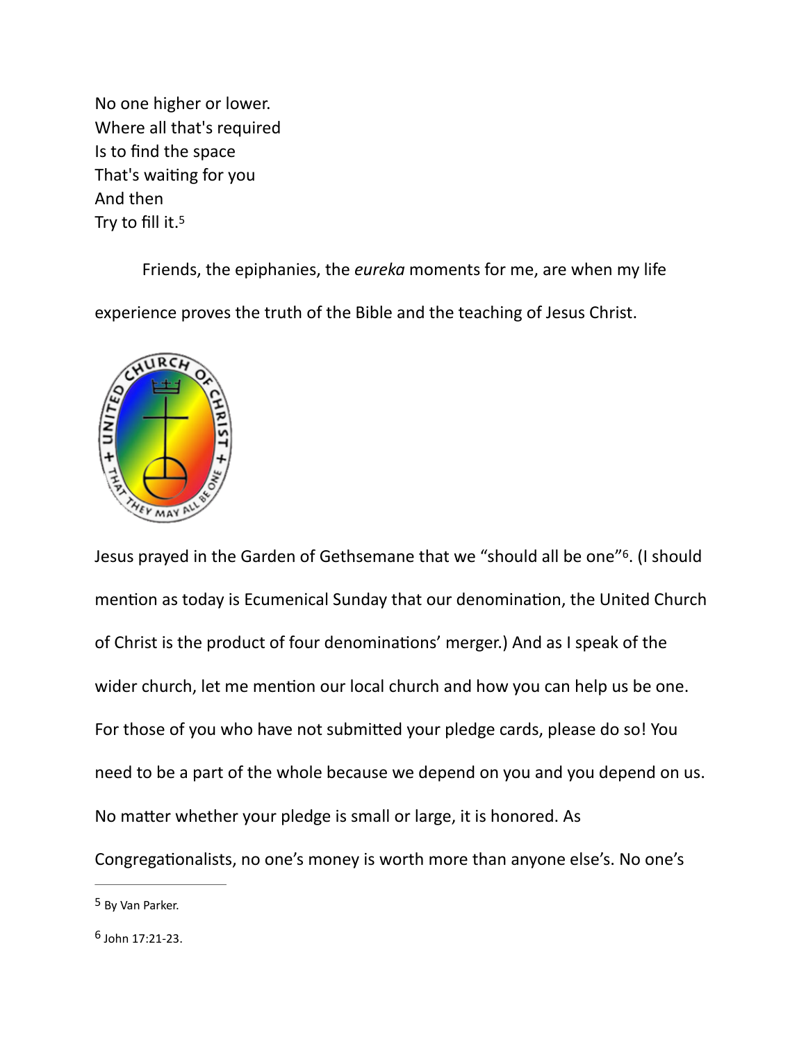No one higher or lower.
Where all that's required
Is to find the space
That's waiting for you
And then
Try to fill it.[5]

Friends, the epiphanies, the *eureka* moments for me, are when my life experience proves the truth of the Bible and the teaching of Jesus Christ.

Jesus prayed in the Garden of Gethsemane that we "should all be one"[6]. (I should mention as today is Ecumenical Sunday that our denomination, the United Church of Christ is the product of four denominations' merger.) And as I speak of the wider church, let me mention our local church and how you can help us be one. For those of you who have not submitted your pledge cards, please do so! You need to be a part of the whole because we depend on you and you depend on us. No matter whether your pledge is small or large, it is honored. As Congregationalists, no one's money is worth more than anyone else's. No one's

---

[5] By Van Parker.

[6] John 17:21-23.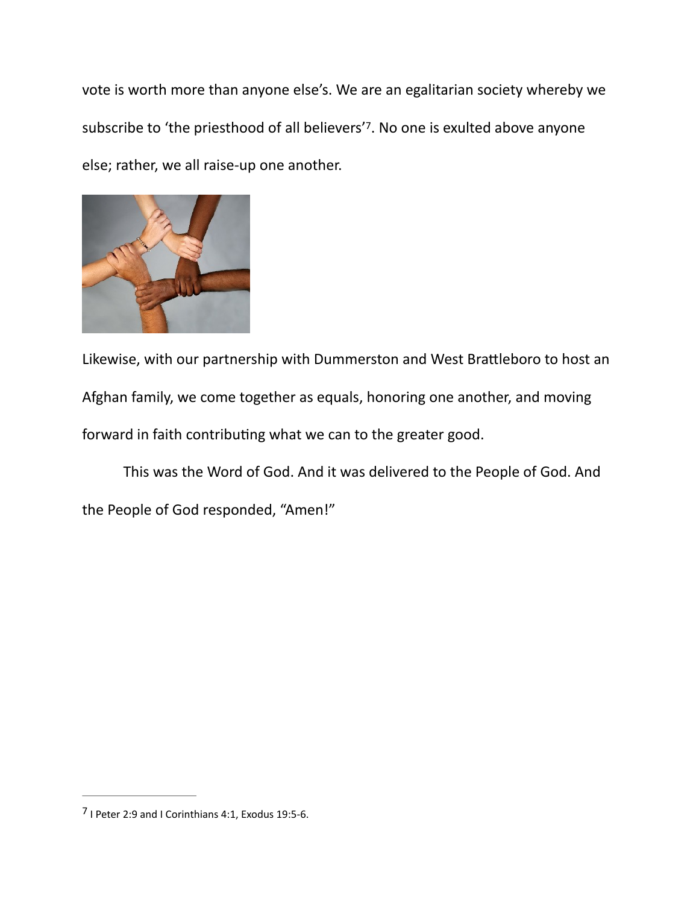vote is worth more than anyone else's. We are an egalitarian society whereby we subscribe to 'the priesthood of all believers'[7]. No one is exulted above anyone else; rather, we all raise-up one another.

Likewise, with our partnership with Dummerston and West Brattleboro to host an Afghan family, we come together as equals, honoring one another, and moving forward in faith contributing what we can to the greater good.

This was the Word of God. And it was delivered to the People of God. And the People of God responded, "Amen!"

---

[7] I Peter 2:9 and I Corinthians 4:1, Exodus 19:5-6.